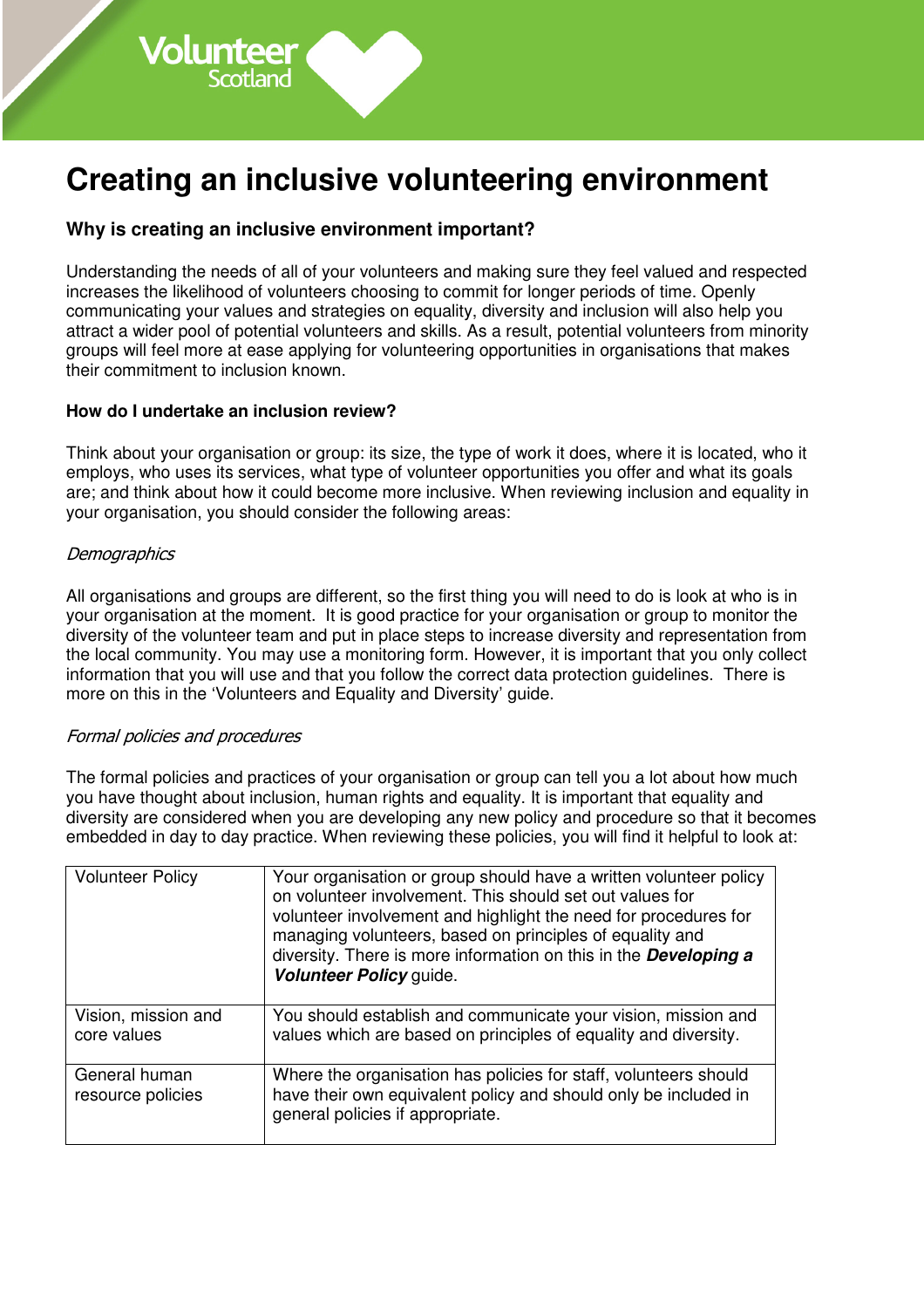# Creating an inclusive volunteering environment

### Why is creating an inclusive environment important?

Understanding the needs of all of your volunteers and making sure they feel valued and respected increases the likelihood of volunteers choosing to commit for longer periods of time. Openly communicating your values and strategies on equality, diversity and inclusion will also help you attract a wider pool of potential volunteers and skills. As a result, potential volunteers from minority groups will feel more at ease applying for volunteering opportunities in organisations that makes their commitment to inclusion known.

#### How do I undertake an inclusion review?

Think about your organisation or group: its size, the type of work it does, where it is located, who it employs, who uses its services, what type of volunteer opportunities you offer and what its goals are; and think about how it could become more inclusive. When reviewing inclusion and equality in your organisation, you should consider the following areas:

*Demographics*

All organisations and groups are different, so the first thing you will need to do is look at who is in your organisation at the moment. It is good practice for your organisation or group to monitor the diversity of the volunteer team and put in place steps to increase diversity and representation from the local community. You may use a monitoring form. However, it is important that you only collect information that you will use and that you follow the correct data protection guidelines. There is more on this in the 'Volunteers and Equality and Diversity' guide.

*Formal policies and procedures*

The formal policies and practices of your organisation or group can tell you a lot about how much you have thought about inclusion, human rights and equality. It is important that equality and diversity are considered when you are developing any new policy and procedure so that it becomes embedded in day to day practice. When reviewing these policies, you will find it helpful to look at:

| | |
|---|---|
| Volunteer Policy | Your organisation or group should have a written volunteer policy on volunteer involvement. This should set out values for volunteer involvement and highlight the need for procedures for managing volunteers, based on principles of equality and diversity. There is more information on this in the ***Developing a Volunteer Policy*** guide. |
| Vision, mission and core values | You should establish and communicate your vision, mission and values which are based on principles of equality and diversity. |
| General human resource policies | Where the organisation has policies for staff, volunteers should have their own equivalent policy and should only be included in general policies if appropriate. |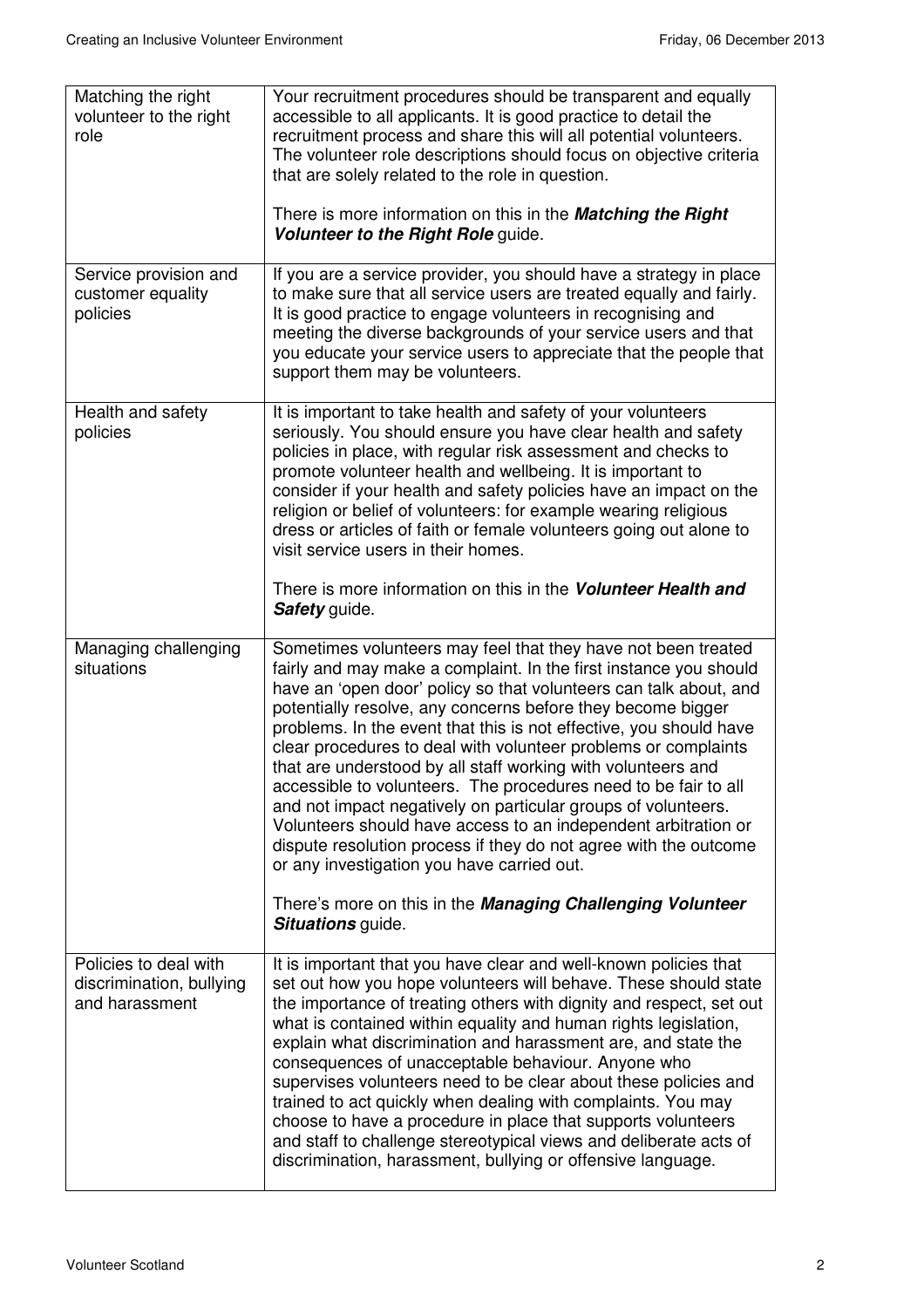| | |
|---|---|
| Matching the right volunteer to the right role | Your recruitment procedures should be transparent and equally accessible to all applicants. It is good practice to detail the recruitment process and share this will all potential volunteers. The volunteer role descriptions should focus on objective criteria that are solely related to the role in question.<br><br>There is more information on this in the ***Matching the Right Volunteer to the Right Role*** guide. |
| Service provision and customer equality policies | If you are a service provider, you should have a strategy in place to make sure that all service users are treated equally and fairly. It is good practice to engage volunteers in recognising and meeting the diverse backgrounds of your service users and that you educate your service users to appreciate that the people that support them may be volunteers. |
| Health and safety policies | It is important to take health and safety of your volunteers seriously. You should ensure you have clear health and safety policies in place, with regular risk assessment and checks to promote volunteer health and wellbeing. It is important to consider if your health and safety policies have an impact on the religion or belief of volunteers: for example wearing religious dress or articles of faith or female volunteers going out alone to visit service users in their homes.<br><br>There is more information on this in the ***Volunteer Health and Safety*** guide. |
| Managing challenging situations | Sometimes volunteers may feel that they have not been treated fairly and may make a complaint. In the first instance you should have an 'open door' policy so that volunteers can talk about, and potentially resolve, any concerns before they become bigger problems. In the event that this is not effective, you should have clear procedures to deal with volunteer problems or complaints that are understood by all staff working with volunteers and accessible to volunteers. The procedures need to be fair to all and not impact negatively on particular groups of volunteers. Volunteers should have access to an independent arbitration or dispute resolution process if they do not agree with the outcome or any investigation you have carried out.<br><br>There's more on this in the ***Managing Challenging Volunteer Situations*** guide. |
| Policies to deal with discrimination, bullying and harassment | It is important that you have clear and well-known policies that set out how you hope volunteers will behave. These should state the importance of treating others with dignity and respect, set out what is contained within equality and human rights legislation, explain what discrimination and harassment are, and state the consequences of unacceptable behaviour. Anyone who supervises volunteers need to be clear about these policies and trained to act quickly when dealing with complaints. You may choose to have a procedure in place that supports volunteers and staff to challenge stereotypical views and deliberate acts of discrimination, harassment, bullying or offensive language. |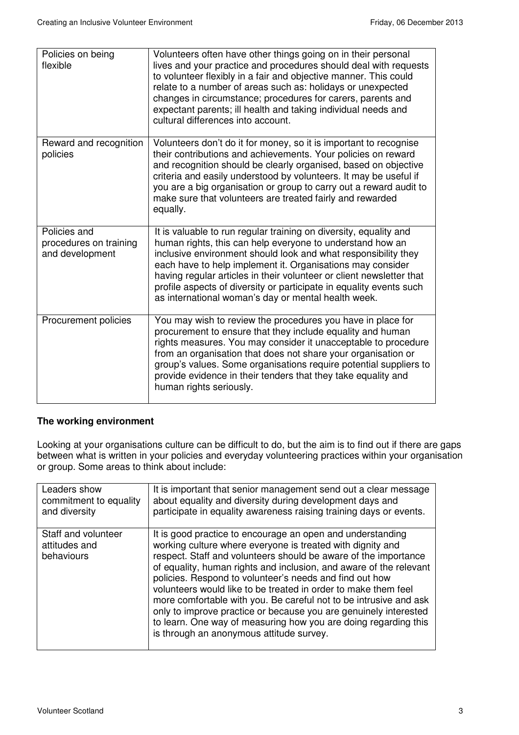| | |
|---|---|
| Policies on being flexible | Volunteers often have other things going on in their personal lives and your practice and procedures should deal with requests to volunteer flexibly in a fair and objective manner. This could relate to a number of areas such as: holidays or unexpected changes in circumstance; procedures for carers, parents and expectant parents; ill health and taking individual needs and cultural differences into account. |
| Reward and recognition policies | Volunteers don't do it for money, so it is important to recognise their contributions and achievements. Your policies on reward and recognition should be clearly organised, based on objective criteria and easily understood by volunteers. It may be useful if you are a big organisation or group to carry out a reward audit to make sure that volunteers are treated fairly and rewarded equally. |
| Policies and procedures on training and development | It is valuable to run regular training on diversity, equality and human rights, this can help everyone to understand how an inclusive environment should look and what responsibility they each have to help implement it. Organisations may consider having regular articles in their volunteer or client newsletter that profile aspects of diversity or participate in equality events such as international woman's day or mental health week. |
| Procurement policies | You may wish to review the procedures you have in place for procurement to ensure that they include equality and human rights measures. You may consider it unacceptable to procedure from an organisation that does not share your organisation or group's values. Some organisations require potential suppliers to provide evidence in their tenders that they take equality and human rights seriously. |

**The working environment**

Looking at your organisations culture can be difficult to do, but the aim is to find out if there are gaps between what is written in your policies and everyday volunteering practices within your organisation or group. Some areas to think about include:

| | |
|---|---|
| Leaders show commitment to equality and diversity | It is important that senior management send out a clear message about equality and diversity during development days and participate in equality awareness raising training days or events. |
| Staff and volunteer attitudes and behaviours | It is good practice to encourage an open and understanding working culture where everyone is treated with dignity and respect. Staff and volunteers should be aware of the importance of equality, human rights and inclusion, and aware of the relevant policies. Respond to volunteer's needs and find out how volunteers would like to be treated in order to make them feel more comfortable with you. Be careful not to be intrusive and ask only to improve practice or because you are genuinely interested to learn. One way of measuring how you are doing regarding this is through an anonymous attitude survey. |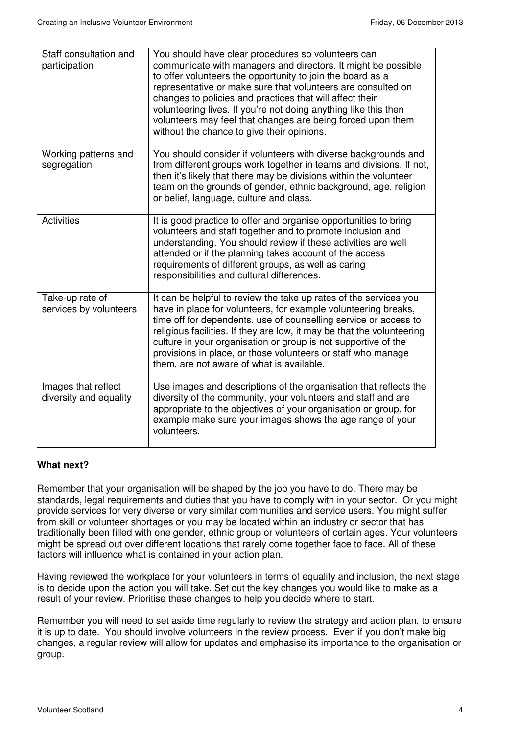| | |
|---|---|
| Staff consultation and participation | You should have clear procedures so volunteers can communicate with managers and directors. It might be possible to offer volunteers the opportunity to join the board as a representative or make sure that volunteers are consulted on changes to policies and practices that will affect their volunteering lives. If you're not doing anything like this then volunteers may feel that changes are being forced upon them without the chance to give their opinions. |
| Working patterns and segregation | You should consider if volunteers with diverse backgrounds and from different groups work together in teams and divisions. If not, then it's likely that there may be divisions within the volunteer team on the grounds of gender, ethnic background, age, religion or belief, language, culture and class. |
| Activities | It is good practice to offer and organise opportunities to bring volunteers and staff together and to promote inclusion and understanding. You should review if these activities are well attended or if the planning takes account of the access requirements of different groups, as well as caring responsibilities and cultural differences. |
| Take-up rate of services by volunteers | It can be helpful to review the take up rates of the services you have in place for volunteers, for example volunteering breaks, time off for dependents, use of counselling service or access to religious facilities. If they are low, it may be that the volunteering culture in your organisation or group is not supportive of the provisions in place, or those volunteers or staff who manage them, are not aware of what is available. |
| Images that reflect diversity and equality | Use images and descriptions of the organisation that reflects the diversity of the community, your volunteers and staff and are appropriate to the objectives of your organisation or group, for example make sure your images shows the age range of your volunteers. |

**What next?**

Remember that your organisation will be shaped by the job you have to do. There may be standards, legal requirements and duties that you have to comply with in your sector. Or you might provide services for very diverse or very similar communities and service users. You might suffer from skill or volunteer shortages or you may be located within an industry or sector that has traditionally been filled with one gender, ethnic group or volunteers of certain ages. Your volunteers might be spread out over different locations that rarely come together face to face. All of these factors will influence what is contained in your action plan.

Having reviewed the workplace for your volunteers in terms of equality and inclusion, the next stage is to decide upon the action you will take. Set out the key changes you would like to make as a result of your review. Prioritise these changes to help you decide where to start.

Remember you will need to set aside time regularly to review the strategy and action plan, to ensure it is up to date. You should involve volunteers in the review process. Even if you don't make big changes, a regular review will allow for updates and emphasise its importance to the organisation or group.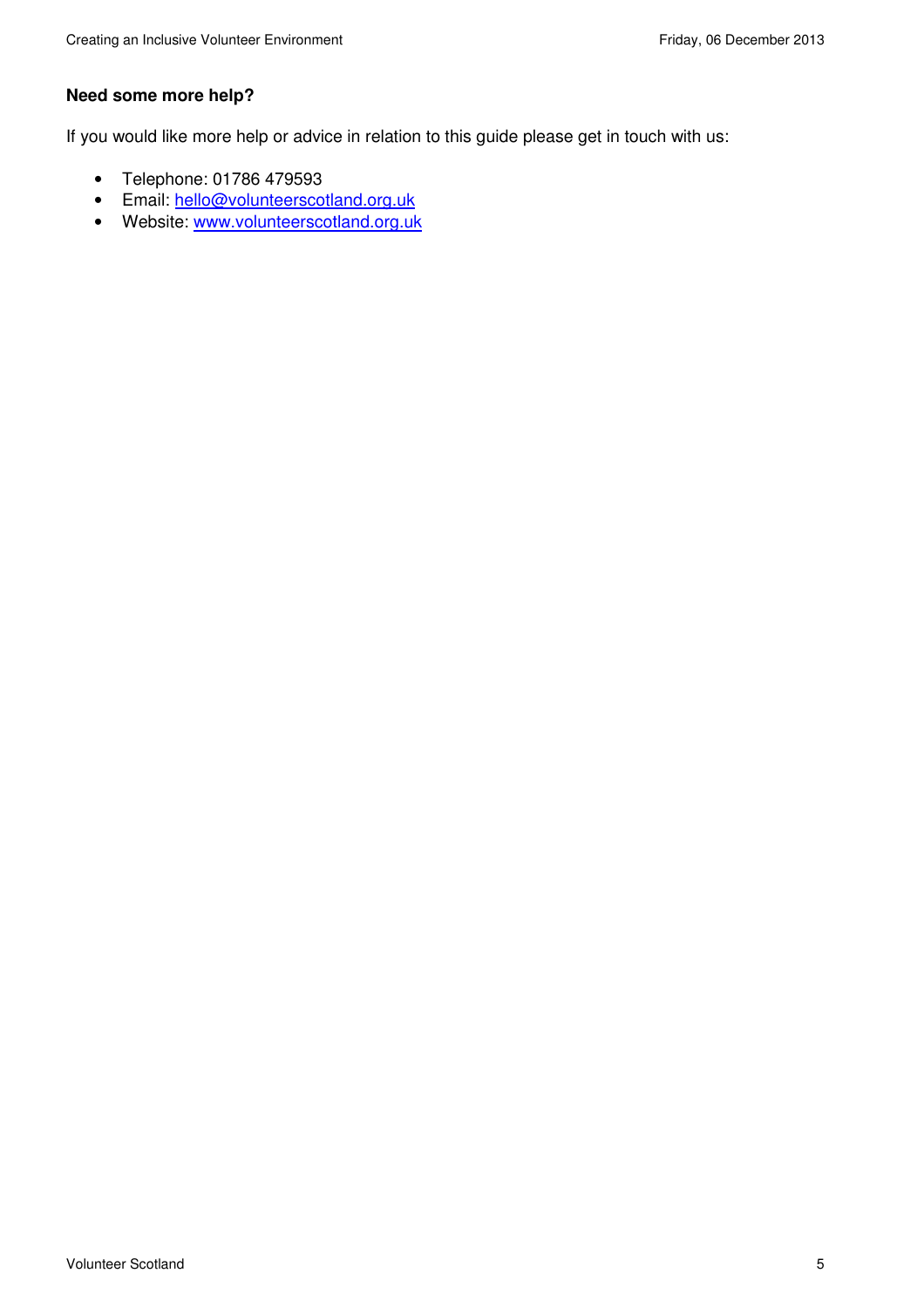### Need some more help?

If you would like more help or advice in relation to this guide please get in touch with us:

- Telephone: 01786 479593
- Email: hello@volunteerscotland.org.uk
- Website: www.volunteerscotland.org.uk